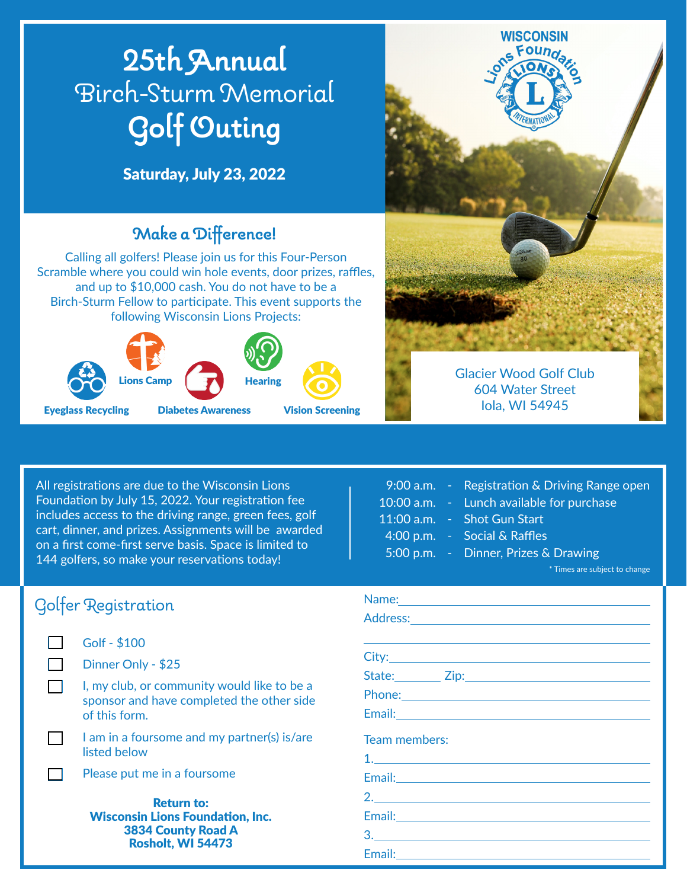# 25th Annual
## Birch-Sturm Memorial
# Golf Outing

**Saturday, July 23, 2022**

WISCONSIN Lions Foundation

## Make a Difference!

Calling all golfers! Please join us for this Four-Person Scramble where you could win hole events, door prizes, raffles, and up to $10,000 cash. You do not have to be a Birch-Sturm Fellow to participate. This event supports the following Wisconsin Lions Projects:

- Eyeglass Recycling
- Lions Camp
- Diabetes Awareness
- Hearing
- Vision Screening

Glacier Wood Golf Club
604 Water Street
Iola, WI 54945

All registrations are due to the Wisconsin Lions Foundation by July 15, 2022. Your registration fee includes access to the driving range, green fees, golf cart, dinner, and prizes. Assignments will be awarded on a first come-first serve basis. Space is limited to 144 golfers, so make your reservations today!

| Time | | Event |
|---|---|---|
| 9:00 a.m. | - | Registration & Driving Range open |
| 10:00 a.m. | - | Lunch available for purchase |
| 11:00 a.m. | - | Shot Gun Start |
| 4:00 p.m. | - | Social & Raffles |
| 5:00 p.m. | - | Dinner, Prizes & Drawing |

\* Times are subject to change

## Golfer Registration

- ☐ Golf - $100
- ☐ Dinner Only - $25
- ☐ I, my club, or community would like to be a sponsor and have completed the other side of this form.
- ☐ I am in a foursome and my partner(s) is/are listed below
- ☐ Please put me in a foursome

**Return to:**
**Wisconsin Lions Foundation, Inc.**
**3834 County Road A**
**Rosholt, WI 54473**

Name: ____________________

Address: ____________________

____________________

City: ____________________

State: ________ Zip: ____________________

Phone: ____________________

Email: ____________________

Team members:

1. ____________________

Email: ____________________

2. ____________________

Email: ____________________

3. ____________________

Email: ____________________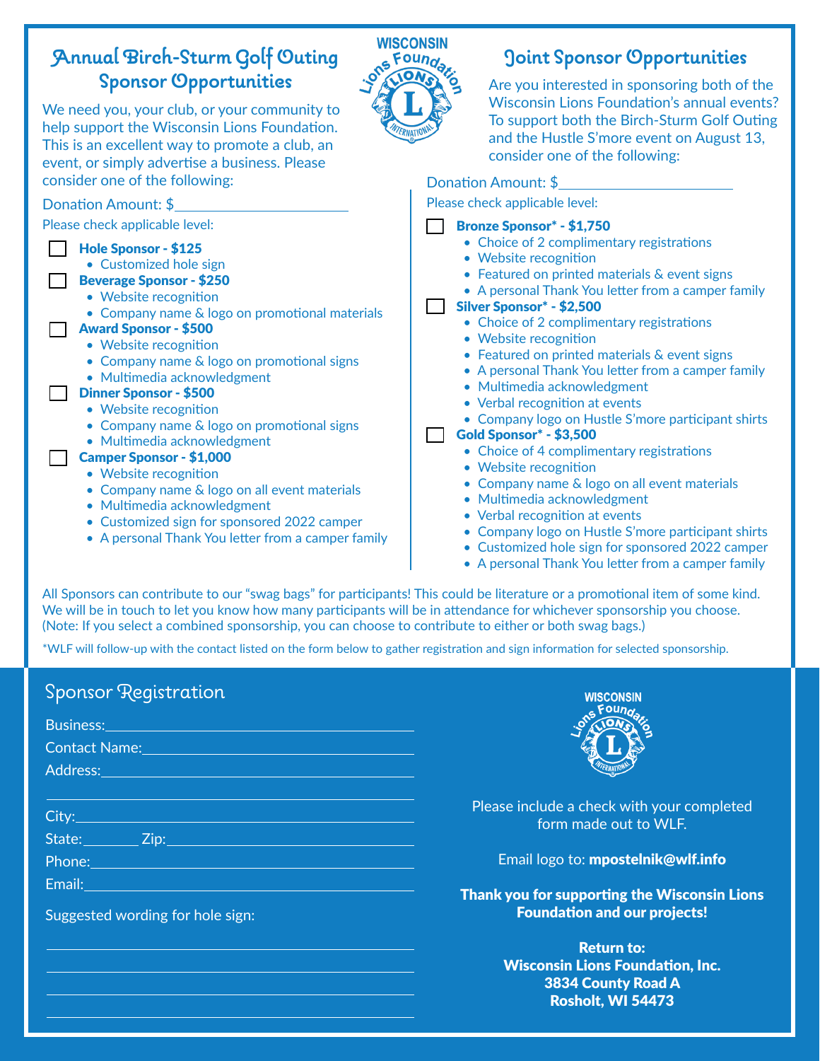## Annual Birch-Sturm Golf Outing Sponsor Opportunities

We need you, your club, or your community to help support the Wisconsin Lions Foundation. This is an excellent way to promote a club, an event, or simply advertise a business. Please consider one of the following:

Donation Amount: $\_\_\_\_\_\_\_\_\_\_\_\_\_\_\_\_\_\_\_\_

Please check applicable level:

☐ **Hole Sponsor - $125**
- Customized hole sign

☐ **Beverage Sponsor - $250**
- Website recognition
- Company name & logo on promotional materials

☐ **Award Sponsor - $500**
- Website recognition
- Company name & logo on promotional signs
- Multimedia acknowledgment

☐ **Dinner Sponsor - $500**
- Website recognition
- Company name & logo on promotional signs
- Multimedia acknowledgment

☐ **Camper Sponsor - $1,000**
- Website recognition
- Company name & logo on all event materials
- Multimedia acknowledgment
- Customized sign for sponsored 2022 camper
- A personal Thank You letter from a camper family

WISCONSIN Lions Foundation LIONS INTERNATIONAL

## Joint Sponsor Opportunities

Are you interested in sponsoring both of the Wisconsin Lions Foundation's annual events? To support both the Birch-Sturm Golf Outing and the Hustle S'more event on August 13, consider one of the following:

Donation Amount: $\_\_\_\_\_\_\_\_\_\_\_\_\_\_\_\_\_\_\_\_

Please check applicable level:

☐ **Bronze Sponsor* - $1,750**
- Choice of 2 complimentary registrations
- Website recognition
- Featured on printed materials & event signs
- A personal Thank You letter from a camper family

☐ **Silver Sponsor* - $2,500**
- Choice of 2 complimentary registrations
- Website recognition
- Featured on printed materials & event signs
- A personal Thank You letter from a camper family
- Multimedia acknowledgment
- Verbal recognition at events
- Company logo on Hustle S'more participant shirts

☐ **Gold Sponsor* - $3,500**
- Choice of 4 complimentary registrations
- Website recognition
- Company name & logo on all event materials
- Multimedia acknowledgment
- Verbal recognition at events
- Company logo on Hustle S'more participant shirts
- Customized hole sign for sponsored 2022 camper
- A personal Thank You letter from a camper family

All Sponsors can contribute to our "swag bags" for participants! This could be literature or a promotional item of some kind. We will be in touch to let you know how many participants will be in attendance for whichever sponsorship you choose. (Note: If you select a combined sponsorship, you can choose to contribute to either or both swag bags.)

*WLF will follow-up with the contact listed on the form below to gather registration and sign information for selected sponsorship.

## Sponsor Registration

Business: \_\_\_\_\_\_\_\_\_\_\_\_\_\_\_\_\_\_\_\_

Contact Name: \_\_\_\_\_\_\_\_\_\_\_\_\_\_\_\_\_\_\_\_

Address: \_\_\_\_\_\_\_\_\_\_\_\_\_\_\_\_\_\_\_\_

City: \_\_\_\_\_\_\_\_\_\_\_\_\_\_\_\_\_\_\_\_

State: \_\_\_\_\_\_ Zip: \_\_\_\_\_\_\_\_\_\_\_\_

Phone: \_\_\_\_\_\_\_\_\_\_\_\_\_\_\_\_\_\_\_\_

Email: \_\_\_\_\_\_\_\_\_\_\_\_\_\_\_\_\_\_\_\_

Suggested wording for hole sign:

WISCONSIN Lions Foundation LIONS INTERNATIONAL

Please include a check with your completed form made out to WLF.

Email logo to: **mpostelnik@wlf.info**

**Thank you for supporting the Wisconsin Lions Foundation and our projects!**

**Return to:**
**Wisconsin Lions Foundation, Inc.**
**3834 County Road A**
**Rosholt, WI 54473**